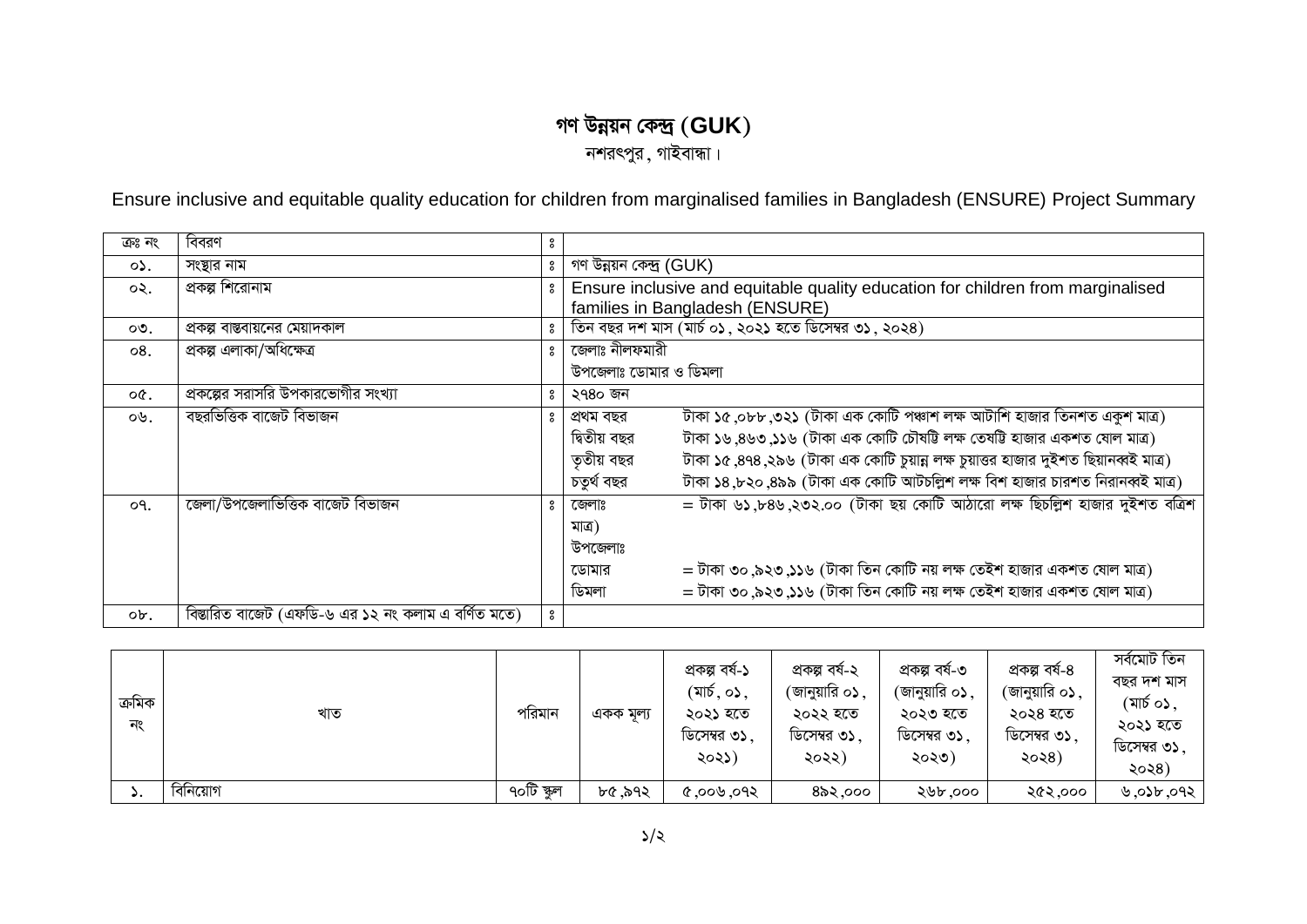# গণ উন্নয়ন কেন্দ্র (GUK)

নশরৎপুর, গাইবান্ধা।

Ensure inclusive and equitable quality education for children from marginalised families in Bangladesh (ENSURE) Project Summary

| ক্রঃ নং | বিবরণ | ঃ | | |
|---|---|---|---|---|
| ০১. | সংস্থার নাম | ঃ | গণ উন্নয়ন কেন্দ্র (GUK) | |
| ০২. | প্রকল্প শিরোনাম | ঃ | Ensure inclusive and equitable quality education for children from marginalised families in Bangladesh (ENSURE) | |
| ০৩. | প্রকল্প বাস্তবায়নের মেয়াদকাল | ঃ | তিন বছর দশ মাস (মার্চ ০১, ২০২১ হতে ডিসেম্বর ৩১, ২০২৪) | |
| ০৪. | প্রকল্প এলাকা/অধিক্ষেত্র | ঃ | জেলাঃ নীলফমারী<br>উপজেলাঃ ডোমার ও ডিমলা | |
| ০৫. | প্রকল্পের সরাসরি উপকারভোগীর সংখ্যা | ঃ | ২৭৪০ জন | |
| ০৬. | বছরভিত্তিক বাজেট বিভাজন | ঃ | প্রথম বছর | টাকা ১৫,০৮৮,৩২১ (টাকা এক কোটি পঞ্চাশ লক্ষ আটাশি হাজার তিনশত একুশ মাত্র) |
| | | | দ্বিতীয় বছর | টাকা ১৬,৪৬৩,১১৬ (টাকা এক কোটি চৌষট্টি লক্ষ তেষট্টি হাজার একশত ষোল মাত্র) |
| | | | তৃতীয় বছর | টাকা ১৫,৪৭৪,২৯৬ (টাকা এক কোটি চুয়ান্ন লক্ষ চুয়াত্তর হাজার দুইশত ছিয়ানব্বই মাত্র) |
| | | | চতুর্থ বছর | টাকা ১৪,৮২০,৪৯৯ (টাকা এক কোটি আটচল্লিশ লক্ষ বিশ হাজার চারশত নিরানব্বই মাত্র) |
| ০৭. | জেলা/উপজেলাভিত্তিক বাজেট বিভাজন | ঃ | জেলাঃ | = টাকা ৬১,৮৪৬,২৩২.০০ (টাকা ছয় কোটি আঠারো লক্ষ ছিচল্লিশ হাজার দুইশত বত্রিশ মাত্র) |
| | | | উপজেলাঃ | |
| | | | ডোমার | = টাকা ৩০,৯২৩,১১৬ (টাকা তিন কোটি নয় লক্ষ তেইশ হাজার একশত ষোল মাত্র) |
| | | | ডিমলা | = টাকা ৩০,৯২৩,১১৬ (টাকা তিন কোটি নয় লক্ষ তেইশ হাজার একশত ষোল মাত্র) |
| ০৮. | বিস্তারিত বাজেট (এফডি-৬ এর ১২ নং কলাম এ বর্ণিত মতে) | ঃ | | |

| ক্রমিক নং | খাত | পরিমান | একক মূল্য | প্রকল্প বর্ষ-১ (মার্চ, ০১, ২০২১ হতে ডিসেম্বর ৩১, ২০২১) | প্রকল্প বর্ষ-২ (জানুয়ারি ০১, ২০২২ হতে ডিসেম্বর ৩১, ২০২২) | প্রকল্প বর্ষ-৩ (জানুয়ারি ০১, ২০২৩ হতে ডিসেম্বর ৩১, ২০২৩) | প্রকল্প বর্ষ-৪ (জানুয়ারি ০১, ২০২৪ হতে ডিসেম্বর ৩১, ২০২৪) | সর্বমোট তিন বছর দশ মাস (মার্চ ০১, ২০২১ হতে ডিসেম্বর ৩১, ২০২৪) |
|---|---|---|---|---|---|---|---|---|
| ১. | বিনিয়োগ | ৭০টি স্কুল | ৮৫,৯৭২ | ৫,০০৬,০৭২ | ৪৯২,০০০ | ২৬৮,০০০ | ২৫২,০০০ | ৬,০১৮,০৭২ |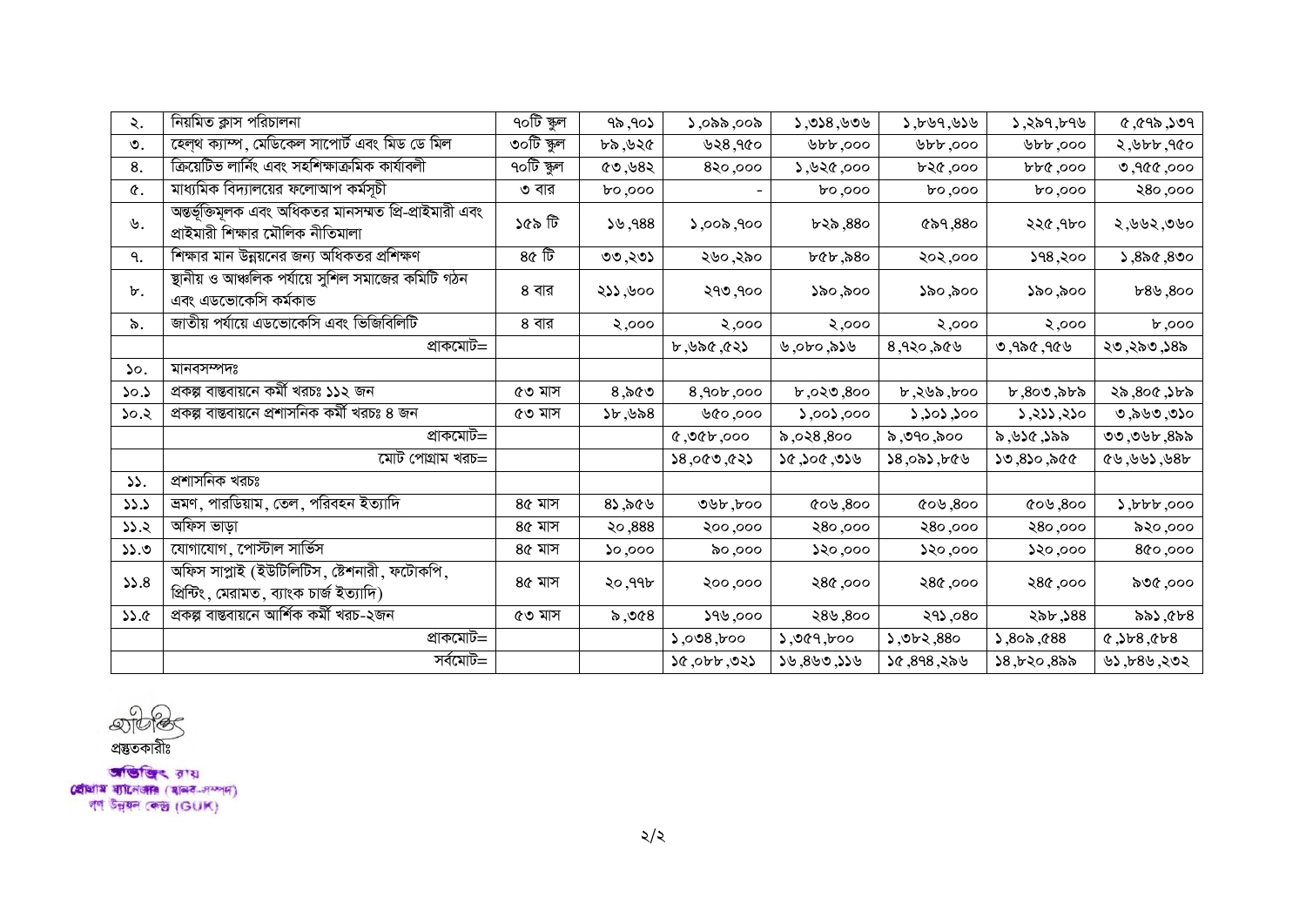| | | | | | | | | |
|---|---|---|---|---|---|---|---|---|
| ২. | নিয়মিত ক্লাস পরিচালনা | ৭০টি স্কুল | ৭৯,৭০১ | ১,০৯৯,০০৯ | ১,৩১৪,৬৩৬ | ১,৮৬৭,৬১৬ | ১,২৯৭,৮৭৬ | ৫,৫৭৯,১৩৭ |
| ৩. | হেল্থ ক্যাম্প, মেডিকেল সাপোর্ট এবং মিড ডে মিল | ৩০টি স্কুল | ৮৯,৬২৫ | ৬২৪,৭৫০ | ৬৮৮,০০০ | ৬৮৮,০০০ | ৬৮৮,০০০ | ২,৬৮৮,৭৫০ |
| ৪. | ক্রিয়েটিভ লার্নিং এবং সহশিক্ষাক্রমিক কার্যাবলী | ৭০টি স্কুল | ৫৩,৬৪২ | ৪২০,০০০ | ১,৬২৫,০০০ | ৮২৫,০০০ | ৮৮৫,০০০ | ৩,৭৫৫,০০০ |
| ৫. | মাধ্যমিক বিদ্যালয়ের ফলোআপ কর্মসূচী | ৩ বার | ৮০,০০০ | - | ৮০,০০০ | ৮০,০০০ | ৮০,০০০ | ২৪০,০০০ |
| ৬. | অন্তর্ভূক্তিমূলক এবং অধিকতর মানসম্মত প্রি-প্রাইমারী এবং প্রাইমারী শিক্ষার মৌলিক নীতিমালা | ১৫৯ টি | ১৬,৭৪৪ | ১,০০৯,৭০০ | ৮২৯,৪৪০ | ৫৯৭,৪৪০ | ২২৫,৭৮০ | ২,৬৬২,৩৬০ |
| ৭. | শিক্ষার মান উন্নয়নের জন্য অধিকতর প্রশিক্ষণ | ৪৫ টি | ৩৩,২৩১ | ২৬০,২৯০ | ৮৫৮,৯৪০ | ২০২,০০০ | ১৭৪,২০০ | ১,৪৯৫,৪৩০ |
| ৮. | স্থানীয় ও আঞ্চলিক পর্যায়ে সুশিল সমাজের কমিটি গঠন এবং এডভোকেসি কর্মকান্ড | ৪ বার | ২১১,৬০০ | ২৭৩,৭০০ | ১৯০,৯০০ | ১৯০,৯০০ | ১৯০,৯০০ | ৮৪৬,৪০০ |
| ৯. | জাতীয় পর্যায়ে এডভোকেসি এবং ভিজিবিলিটি | ৪ বার | ২,০০০ | ২,০০০ | ২,০০০ | ২,০০০ | ২,০০০ | ৮,০০০ |
| | প্রাকমোট= | | | ৮,৬৯৫,৫২১ | ৬,০৮০,৯১৬ | ৪,৭২০,৯৫৬ | ৩,৭৯৫,৭৫৬ | ২৩,২৯৩,১৪৯ |
| ১০. | মানবসম্পদঃ | | | | | | | |
| ১০.১ | প্রকল্প বাস্তবায়নে কর্মী খরচঃ ১১২ জন | ৫৩ মাস | ৪,৯৫৩ | ৪,৭০৮,০০০ | ৮,০২৩,৪০০ | ৮,২৬৯,৮০০ | ৮,৪০৩,৯৮৯ | ২৯,৪০৫,১৮৯ |
| ১০.২ | প্রকল্প বাস্তবায়নে প্রশাসনিক কর্মী খরচঃ ৪ জন | ৫৩ মাস | ১৮,৬৯৪ | ৬৫০,০০০ | ১,০০১,০০০ | ১,১০১,১০০ | ১,২১১,২১০ | ৩,৯৬৩,৩১০ |
| | প্রাকমোট= | | | ৫,৩৫৮,০০০ | ৯,০২৪,৪০০ | ৯,৩৭০,৯০০ | ৯,৬১৫,১৯৯ | ৩৩,৩৬৮,৪৯৯ |
| | মোট পোগ্রাম খরচ= | | | ১৪,০৫৩,৫২১ | ১৫,১০৫,৩১৬ | ১৪,০৯১,৮৫৬ | ১৩,৪১০,৯৫৫ | ৫৬,৬৬১,৬৪৮ |
| ১১. | প্রশাসনিক খরচঃ | | | | | | | |
| ১১.১ | ভ্রমণ, পারডিয়াম, তেল, পরিবহন ইত্যাদি | ৪৫ মাস | ৪১,৯৫৬ | ৩৬৮,৮০০ | ৫০৬,৪০০ | ৫০৬,৪০০ | ৫০৬,৪০০ | ১,৮৮৮,০০০ |
| ১১.২ | অফিস ভাড়া | ৪৫ মাস | ২০,৪৪৪ | ২০০,০০০ | ২৪০,০০০ | ২৪০,০০০ | ২৪০,০০০ | ৯২০,০০০ |
| ১১.৩ | যোগাযোগ, পোস্টাল সার্ভিস | ৪৫ মাস | ১০,০০০ | ৯০,০০০ | ১২০,০০০ | ১২০,০০০ | ১২০,০০০ | ৪৫০,০০০ |
| ১১.৪ | অফিস সাপ্লাই (ইউটিলিটিস, ষ্টেশনারী, ফটোকপি, প্রিন্টিং, মেরামত, ব্যাংক চার্জ ইত্যাদি) | ৪৫ মাস | ২০,৭৭৮ | ২০০,০০০ | ২৪৫,০০০ | ২৪৫,০০০ | ২৪৫,০০০ | ৯৩৫,০০০ |
| ১১.৫ | প্রকল্প বাস্তবায়নে আর্শিক কর্মী খরচ-২জন | ৫৩ মাস | ৯,৩৫৪ | ১৭৬,০০০ | ২৪৬,৪০০ | ২৭১,০৪০ | ২৯৮,১৪৪ | ৯৯১,৫৮৪ |
| | প্রাকমোট= | | | ১,০৩৪,৮০০ | ১,৩৫৭,৮০০ | ১,৩৮২,৪৪০ | ১,৪০৯,৫৪৪ | ৫,১৮৪,৫৮৪ |
| | সর্বমোট= | | | ১৫,০৮৮,৩২১ | ১৬,৪৬৩,১১৬ | ১৫,৪৭৪,২৯৬ | ১৪,৮২০,৪৯৯ | ৬১,৮৪৬,২৩২ |

প্রস্তুতকারীঃ

অভিজিৎ রায়
প্রোগ্রাম ম্যানেজার (মানব-সম্পদ)
গণ উন্নয়ন কেন্দ্র (GUK)